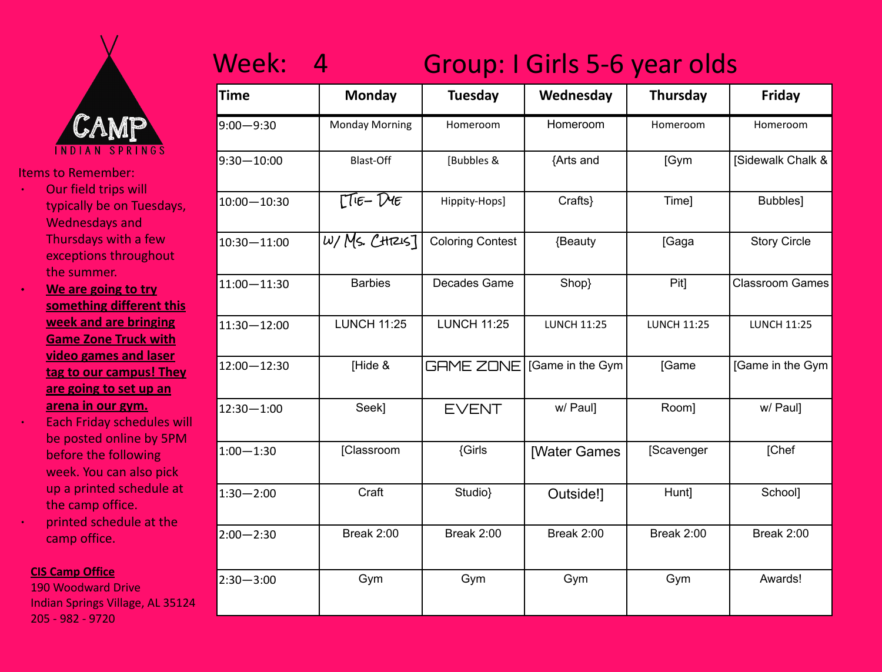CAMP INDIAN SPRINGS

Items to Remember:

- Our field trips will typically be on Tuesdays, Wednesdays and Thursdays with a few exceptions throughout the summer.
- **We are going to try something different this week and are bringing Game Zone Truck with video games and laser tag to our campus! They are going to set up an arena in our gym.**
- Each Friday schedules will be posted online by 5PM before the following week. You can also pick up a printed schedule at the camp office.
- printed schedule at the camp office.

**CIS Camp Office**
190 Woodward Drive
Indian Springs Village, AL 35124
205 - 982 - 9720

# Week: 4 Group: I Girls 5-6 year olds

| Time | Monday | Tuesday | Wednesday | Thursday | Friday |
|---|---|---|---|---|---|
| 9:00—9:30 | Monday Morning | Homeroom | Homeroom | Homeroom | Homeroom |
| 9:30—10:00 | Blast-Off | [Bubbles & | {Arts and | [Gym | [Sidewalk Chalk & |
| 10:00—10:30 | [Tie- Dye | Hippity-Hops] | Crafts} | Time] | Bubbles] |
| 10:30—11:00 | w/ Ms. Chris] | Coloring Contest | {Beauty | [Gaga | Story Circle |
| 11:00—11:30 | Barbies | Decades Game | Shop} | Pit] | Classroom Games |
| 11:30—12:00 | LUNCH 11:25 | LUNCH 11:25 | LUNCH 11:25 | LUNCH 11:25 | LUNCH 11:25 |
| 12:00—12:30 | [Hide & | GAME ZONE | [Game in the Gym | [Game | [Game in the Gym |
| 12:30—1:00 | Seek] | EVENT | w/ Paul] | Room] | w/ Paul] |
| 1:00—1:30 | [Classroom | {Girls | [Water Games | [Scavenger | [Chef |
| 1:30—2:00 | Craft | Studio} | Outside!] | Hunt] | School] |
| 2:00—2:30 | Break 2:00 | Break 2:00 | Break 2:00 | Break 2:00 | Break 2:00 |
| 2:30—3:00 | Gym | Gym | Gym | Gym | Awards! |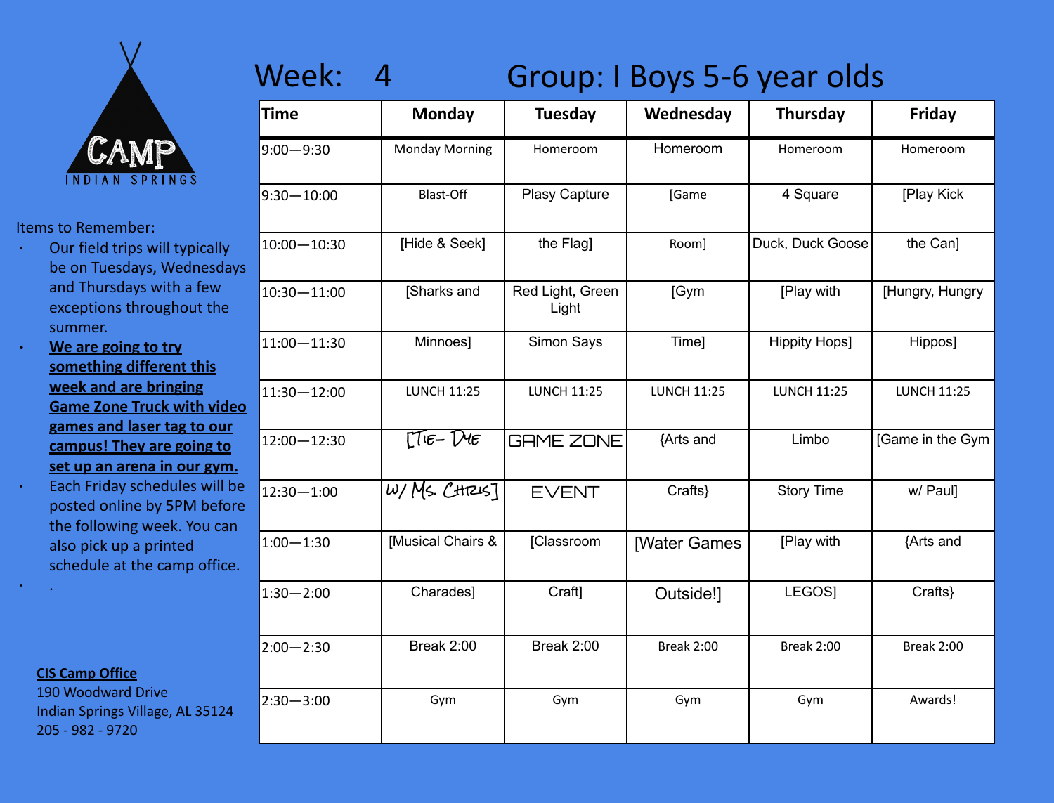CAMP INDIAN SPRINGS

# Week: 4 Group: I Boys 5-6 year olds

| Time | Monday | Tuesday | Wednesday | Thursday | Friday |
|---|---|---|---|---|---|
| 9:00—9:30 | Monday Morning | Homeroom | Homeroom | Homeroom | Homeroom |
| 9:30—10:00 | Blast-Off | Plasy Capture | [Game | 4 Square | [Play Kick |
| 10:00—10:30 | [Hide & Seek] | the Flag] | Room] | Duck, Duck Goose | the Can] |
| 10:30—11:00 | [Sharks and | Red Light, Green Light | [Gym | [Play with | [Hungry, Hungry |
| 11:00—11:30 | Minnoes] | Simon Says | Time] | Hippity Hops] | Hippos] |
| 11:30—12:00 | LUNCH 11:25 | LUNCH 11:25 | LUNCH 11:25 | LUNCH 11:25 | LUNCH 11:25 |
| 12:00—12:30 | [TIE- DYE | GAME ZONE | {Arts and | Limbo | [Game in the Gym |
| 12:30—1:00 | W/ MS. CHRIS] | EVENT | Crafts} | Story Time | w/ Paul] |
| 1:00—1:30 | [Musical Chairs & | [Classroom | [Water Games | [Play with | {Arts and |
| 1:30—2:00 | Charades] | Craft] | Outside!] | LEGOS] | Crafts} |
| 2:00—2:30 | Break 2:00 | Break 2:00 | Break 2:00 | Break 2:00 | Break 2:00 |
| 2:30—3:00 | Gym | Gym | Gym | Gym | Awards! |

Items to Remember:

- Our field trips will typically be on Tuesdays, Wednesdays and Thursdays with a few exceptions throughout the summer.
- **We are going to try something different this week and are bringing Game Zone Truck with video games and laser tag to our campus! They are going to set up an arena in our gym.**
- Each Friday schedules will be posted online by 5PM before the following week. You can also pick up a printed schedule at the camp office.
- .

**CIS Camp Office**
190 Woodward Drive
Indian Springs Village, AL 35124
205 - 982 - 9720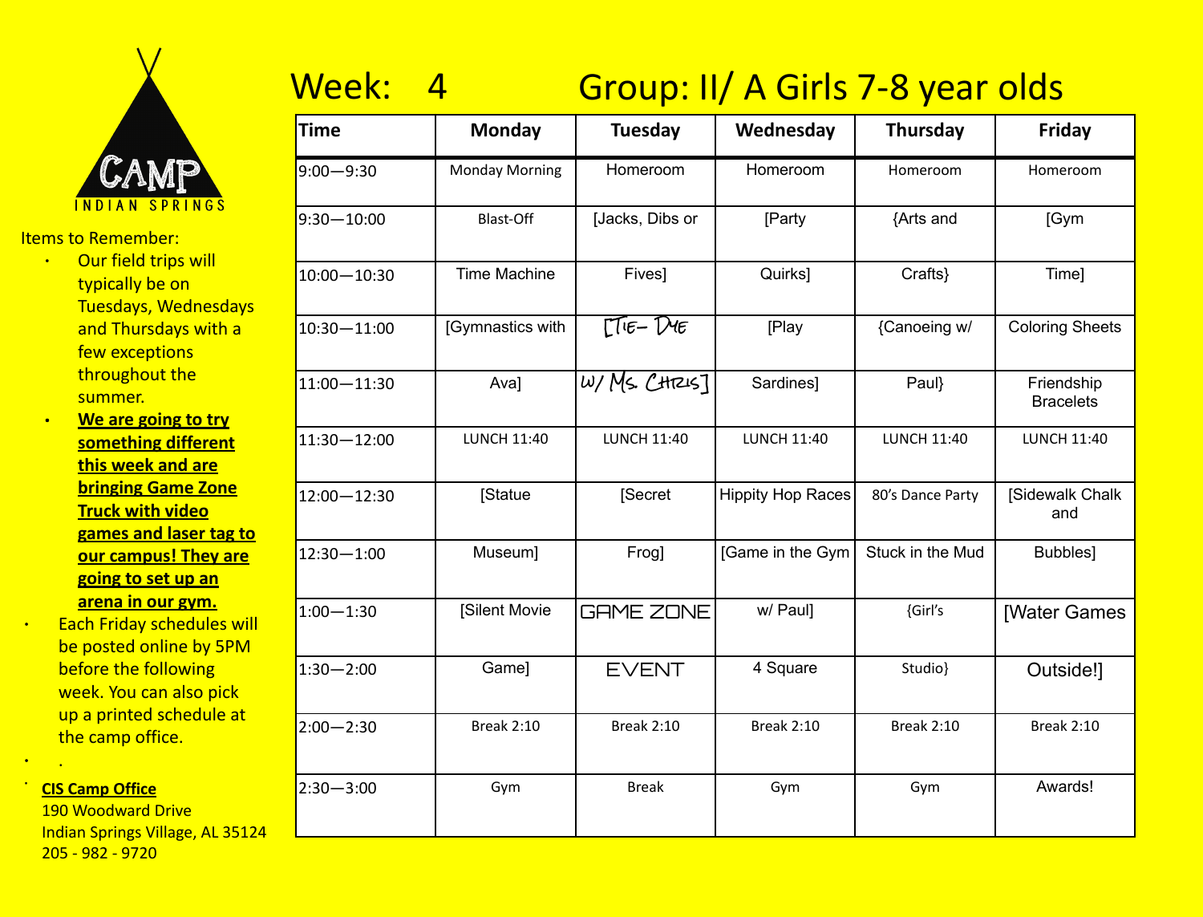CAMP
INDIAN SPRINGS

Items to Remember:

- Our field trips will typically be on Tuesdays, Wednesdays and Thursdays with a few exceptions throughout the summer.
- **We are going to try something different this week and are bringing Game Zone Truck with video games and laser tag to our campus! They are going to set up an arena in our gym.**
- Each Friday schedules will be posted online by 5PM before the following week. You can also pick up a printed schedule at the camp office.
- .

**CIS Camp Office**
190 Woodward Drive
Indian Springs Village, AL 35124
205 - 982 - 9720

# Week: 4 Group: II/ A Girls 7-8 year olds

| Time | Monday | Tuesday | Wednesday | Thursday | Friday |
|---|---|---|---|---|---|
| 9:00—9:30 | Monday Morning | Homeroom | Homeroom | Homeroom | Homeroom |
| 9:30—10:00 | Blast-Off | [Jacks, Dibs or | [Party | {Arts and | [Gym |
| 10:00—10:30 | Time Machine | Fives] | Quirks] | Crafts} | Time] |
| 10:30—11:00 | [Gymnastics with | [TIE- DYE | [Play | {Canoeing w/ | Coloring Sheets |
| 11:00—11:30 | Ava] | W/ MS. CHRIS] | Sardines] | Paul} | Friendship Bracelets |
| 11:30—12:00 | LUNCH 11:40 | LUNCH 11:40 | LUNCH 11:40 | LUNCH 11:40 | LUNCH 11:40 |
| 12:00—12:30 | [Statue | [Secret | Hippity Hop Races | 80's Dance Party | [Sidewalk Chalk and |
| 12:30—1:00 | Museum] | Frog] | [Game in the Gym | Stuck in the Mud | Bubbles] |
| 1:00—1:30 | [Silent Movie | GAME ZONE | w/ Paul] | {Girl's | [Water Games |
| 1:30—2:00 | Game] | EVENT | 4 Square | Studio} | Outside!] |
| 2:00—2:30 | Break 2:10 | Break 2:10 | Break 2:10 | Break 2:10 | Break 2:10 |
| 2:30—3:00 | Gym | Break | Gym | Gym | Awards! |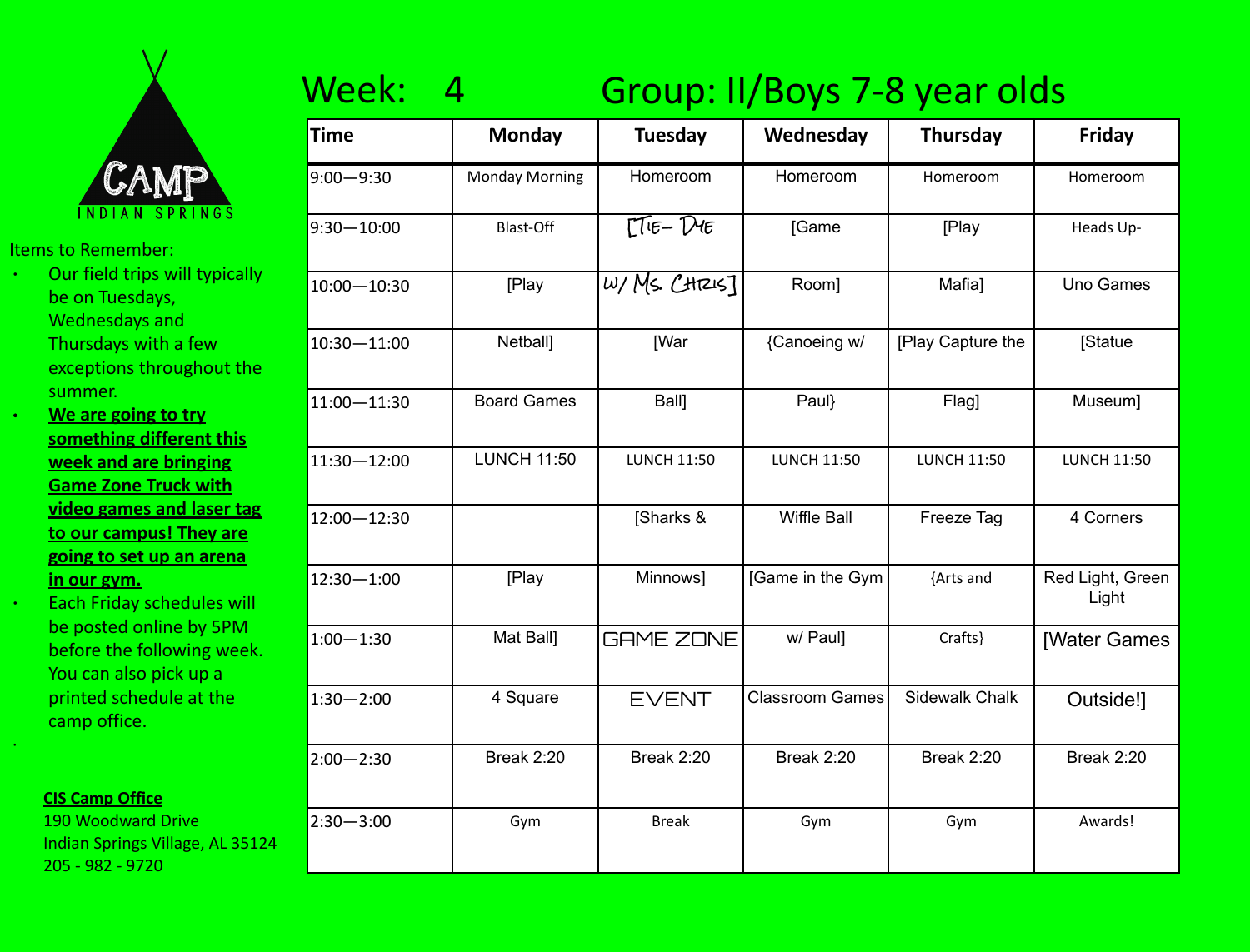CAMP

INDIAN SPRINGS

Items to Remember:

- Our field trips will typically be on Tuesdays, Wednesdays and Thursdays with a few exceptions throughout the summer.
- **We are going to try something different this week and are bringing Game Zone Truck with video games and laser tag to our campus! They are going to set up an arena in our gym.**
- Each Friday schedules will be posted online by 5PM before the following week. You can also pick up a printed schedule at the camp office.

**CIS Camp Office**
190 Woodward Drive
Indian Springs Village, AL 35124
205 - 982 - 9720

# Week: 4 Group: II/Boys 7-8 year olds

| Time | Monday | Tuesday | Wednesday | Thursday | Friday |
|---|---|---|---|---|---|
| 9:00—9:30 | Monday Morning | Homeroom | Homeroom | Homeroom | Homeroom |
| 9:30—10:00 | Blast-Off | [TIE- DYE | [Game | [Play | Heads Up- |
| 10:00—10:30 | [Play | W/ MS. CHRIS] | Room] | Mafia] | Uno Games |
| 10:30—11:00 | Netball] | [War | {Canoeing w/ | [Play Capture the | [Statue |
| 11:00—11:30 | Board Games | Ball] | Paul} | Flag] | Museum] |
| 11:30—12:00 | LUNCH 11:50 | LUNCH 11:50 | LUNCH 11:50 | LUNCH 11:50 | LUNCH 11:50 |
| 12:00—12:30 | | [Sharks & | Wiffle Ball | Freeze Tag | 4 Corners |
| 12:30—1:00 | [Play | Minnows] | [Game in the Gym | {Arts and | Red Light, Green Light |
| 1:00—1:30 | Mat Ball] | GAME ZONE | w/ Paul] | Crafts} | [Water Games |
| 1:30—2:00 | 4 Square | EVENT | Classroom Games | Sidewalk Chalk | Outside!] |
| 2:00—2:30 | Break 2:20 | Break 2:20 | Break 2:20 | Break 2:20 | Break 2:20 |
| 2:30—3:00 | Gym | Break | Gym | Gym | Awards! |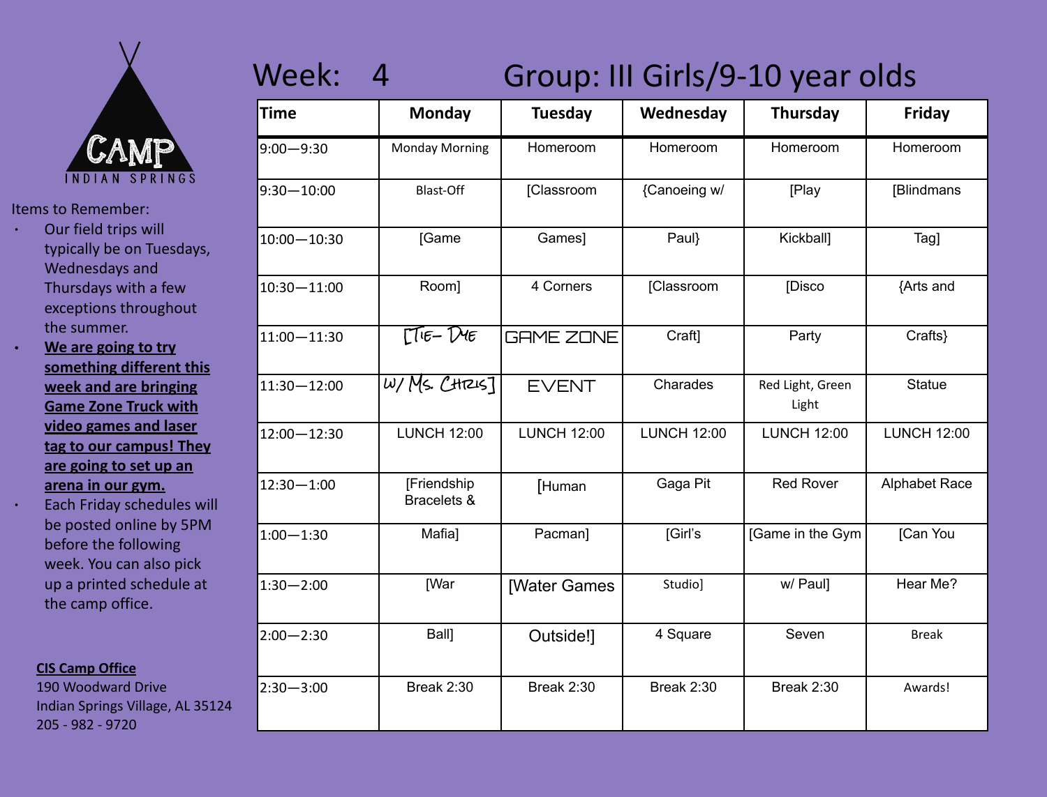CAMP
INDIAN SPRINGS

Items to Remember:

- Our field trips will typically be on Tuesdays, Wednesdays and Thursdays with a few exceptions throughout the summer.
- **We are going to try something different this week and are bringing Game Zone Truck with video games and laser tag to our campus! They are going to set up an arena in our gym.**
- Each Friday schedules will be posted online by 5PM before the following week. You can also pick up a printed schedule at the camp office.

**CIS Camp Office**
190 Woodward Drive
Indian Springs Village, AL 35124
205 - 982 - 9720

# Week: 4 Group: III Girls/9-10 year olds

| Time | Monday | Tuesday | Wednesday | Thursday | Friday |
|---|---|---|---|---|---|
| 9:00—9:30 | Monday Morning | Homeroom | Homeroom | Homeroom | Homeroom |
| 9:30—10:00 | Blast-Off | [Classroom | {Canoeing w/ | [Play | [Blindmans |
| 10:00—10:30 | [Game | Games] | Paul} | Kickball] | Tag] |
| 10:30—11:00 | Room] | 4 Corners | [Classroom | [Disco | {Arts and |
| 11:00—11:30 | [Tie- Dye | GAME ZONE | Craft] | Party | Crafts} |
| 11:30—12:00 | w/ Ms. Chris] | EVENT | Charades | Red Light, Green Light | Statue |
| 12:00—12:30 | LUNCH 12:00 | LUNCH 12:00 | LUNCH 12:00 | LUNCH 12:00 | LUNCH 12:00 |
| 12:30—1:00 | [Friendship Bracelets & | [Human | Gaga Pit | Red Rover | Alphabet Race |
| 1:00—1:30 | Mafia] | Pacman] | [Girl's | [Game in the Gym | [Can You |
| 1:30—2:00 | [War | [Water Games | Studio] | w/ Paul] | Hear Me? |
| 2:00—2:30 | Ball] | Outside!] | 4 Square | Seven | Break |
| 2:30—3:00 | Break 2:30 | Break 2:30 | Break 2:30 | Break 2:30 | Awards! |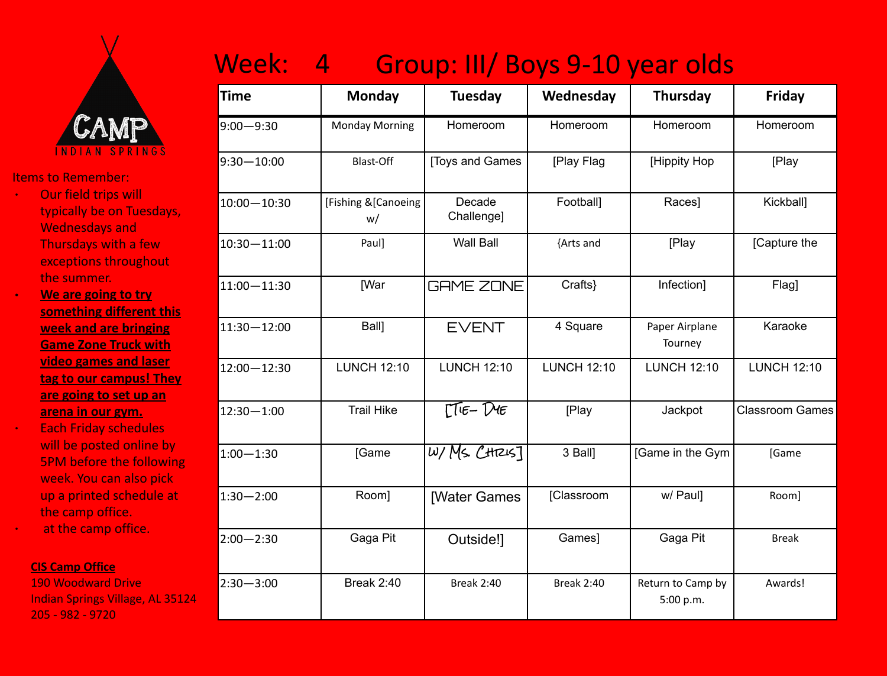CAMP
INDIAN SPRINGS

Items to Remember:

- Our field trips will typically be on Tuesdays, Wednesdays and Thursdays with a few exceptions throughout the summer.
- **We are going to try something different this week and are bringing Game Zone Truck with video games and laser tag to our campus! They are going to set up an arena in our gym.**
- Each Friday schedules will be posted online by 5PM before the following week. You can also pick up a printed schedule at the camp office.
- at the camp office.

**CIS Camp Office**
190 Woodward Drive
Indian Springs Village, AL 35124
205 - 982 - 9720

# Week: 4 Group: III/ Boys 9-10 year olds

| Time | Monday | Tuesday | Wednesday | Thursday | Friday |
|---|---|---|---|---|---|
| 9:00—9:30 | Monday Morning | Homeroom | Homeroom | Homeroom | Homeroom |
| 9:30—10:00 | Blast-Off | [Toys and Games | [Play Flag | [Hippity Hop | [Play |
| 10:00—10:30 | [Fishing &[Canoeing w/ | Decade Challenge] | Football] | Races] | Kickball] |
| 10:30—11:00 | Paul] | Wall Ball | {Arts and | [Play | [Capture the |
| 11:00—11:30 | [War | GAME ZONE | Crafts} | Infection] | Flag] |
| 11:30—12:00 | Ball] | EVENT | 4 Square | Paper Airplane Tourney | Karaoke |
| 12:00—12:30 | LUNCH 12:10 | LUNCH 12:10 | LUNCH 12:10 | LUNCH 12:10 | LUNCH 12:10 |
| 12:30—1:00 | Trail Hike | [Tie- Dye | [Play | Jackpot | Classroom Games |
| 1:00—1:30 | [Game | w/ Ms. Chris] | 3 Ball] | [Game in the Gym | [Game |
| 1:30—2:00 | Room] | [Water Games | [Classroom | w/ Paul] | Room] |
| 2:00—2:30 | Gaga Pit | Outside!] | Games] | Gaga Pit | Break |
| 2:30—3:00 | Break 2:40 | Break 2:40 | Break 2:40 | Return to Camp by 5:00 p.m. | Awards! |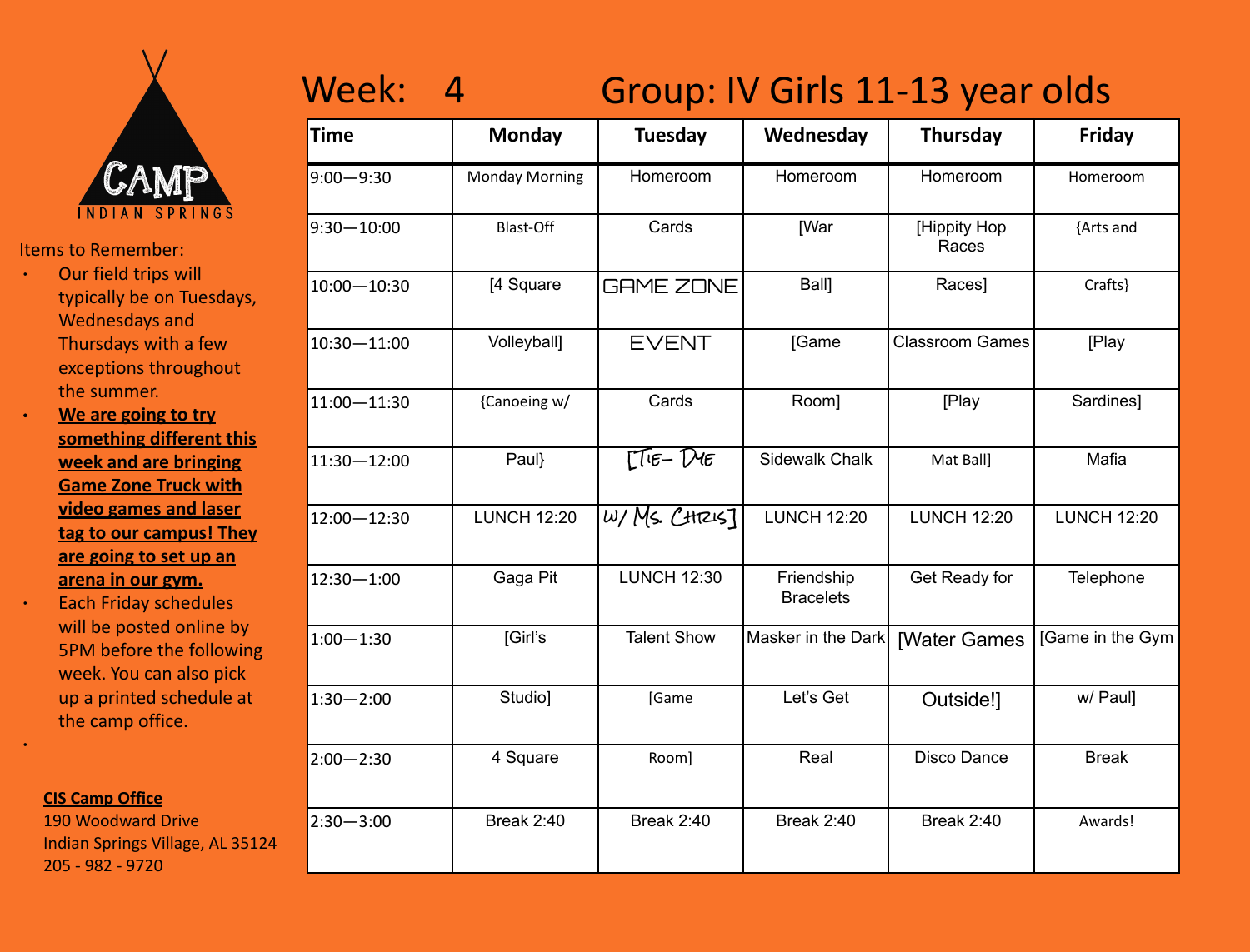CAMP
INDIAN SPRINGS

Items to Remember:

- Our field trips will typically be on Tuesdays, Wednesdays and Thursdays with a few exceptions throughout the summer.
- **We are going to try something different this week and are bringing Game Zone Truck with video games and laser tag to our campus! They are going to set up an arena in our gym.**
- Each Friday schedules will be posted online by 5PM before the following week. You can also pick up a printed schedule at the camp office.

**CIS Camp Office**
190 Woodward Drive
Indian Springs Village, AL 35124
205 - 982 - 9720

# Week: 4 Group: IV Girls 11-13 year olds

| Time | Monday | Tuesday | Wednesday | Thursday | Friday |
|---|---|---|---|---|---|
| 9:00—9:30 | Monday Morning | Homeroom | Homeroom | Homeroom | Homeroom |
| 9:30—10:00 | Blast-Off | Cards | [War | [Hippity Hop Races | {Arts and |
| 10:00—10:30 | [4 Square | GAME ZONE | Ball] | Races] | Crafts} |
| 10:30—11:00 | Volleyball] | EVENT | [Game | Classroom Games | [Play |
| 11:00—11:30 | {Canoeing w/ | Cards | Room] | [Play | Sardines] |
| 11:30—12:00 | Paul} | [TIE-DYE | Sidewalk Chalk | Mat Ball] | Mafia |
| 12:00—12:30 | LUNCH 12:20 | W/ MS. CHRIS] | LUNCH 12:20 | LUNCH 12:20 | LUNCH 12:20 |
| 12:30—1:00 | Gaga Pit | LUNCH 12:30 | Friendship Bracelets | Get Ready for | Telephone |
| 1:00—1:30 | [Girl's | Talent Show | Masker in the Dark | [Water Games | [Game in the Gym |
| 1:30—2:00 | Studio] | [Game | Let's Get | Outside!] | w/ Paul] |
| 2:00—2:30 | 4 Square | Room] | Real | Disco Dance | Break |
| 2:30—3:00 | Break 2:40 | Break 2:40 | Break 2:40 | Break 2:40 | Awards! |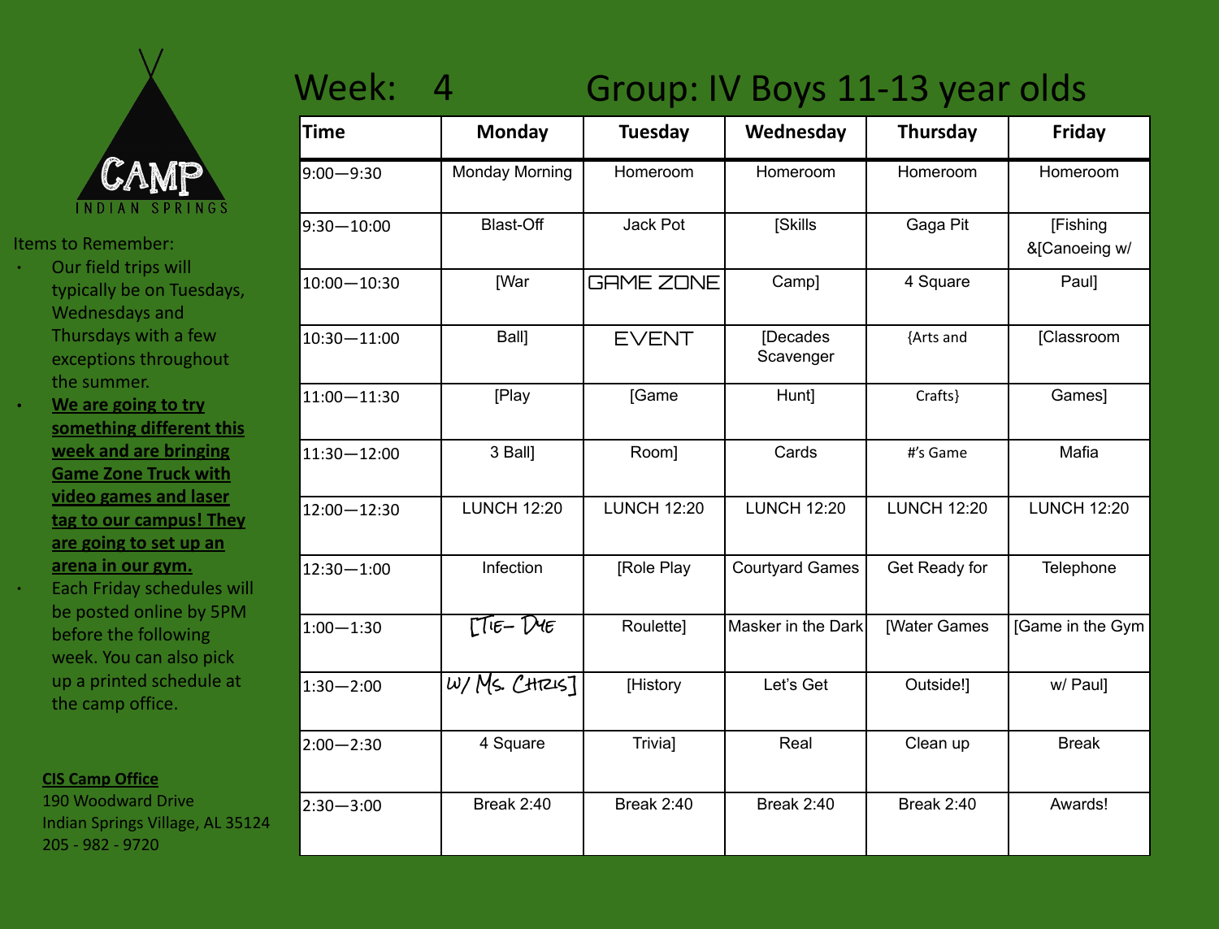CAMP
INDIAN SPRINGS

Items to Remember:

- Our field trips will typically be on Tuesdays, Wednesdays and Thursdays with a few exceptions throughout the summer.
- **We are going to try something different this week and are bringing Game Zone Truck with video games and laser tag to our campus! They are going to set up an arena in our gym.**
- Each Friday schedules will be posted online by 5PM before the following week. You can also pick up a printed schedule at the camp office.

**CIS Camp Office**
190 Woodward Drive
Indian Springs Village, AL 35124
205 - 982 - 9720

# Week: 4 Group: IV Boys 11-13 year olds

| Time | Monday | Tuesday | Wednesday | Thursday | Friday |
|---|---|---|---|---|---|
| 9:00—9:30 | Monday Morning | Homeroom | Homeroom | Homeroom | Homeroom |
| 9:30—10:00 | Blast-Off | Jack Pot | [Skills | Gaga Pit | [Fishing &[Canoeing w/ |
| 10:00—10:30 | [War | GAME ZONE | Camp] | 4 Square | Paul] |
| 10:30—11:00 | Ball] | EVENT | [Decades Scavenger | {Arts and | [Classroom |
| 11:00—11:30 | [Play | [Game | Hunt] | Crafts} | Games] |
| 11:30—12:00 | 3 Ball] | Room] | Cards | #'s Game | Mafia |
| 12:00—12:30 | LUNCH 12:20 | LUNCH 12:20 | LUNCH 12:20 | LUNCH 12:20 | LUNCH 12:20 |
| 12:30—1:00 | Infection | [Role Play | Courtyard Games | Get Ready for | Telephone |
| 1:00—1:30 | [TIE- DYE | Roulette] | Masker in the Dark | [Water Games | [Game in the Gym |
| 1:30—2:00 | W/ MS. CHRIS] | [History | Let's Get | Outside!] | w/ Paul] |
| 2:00—2:30 | 4 Square | Trivia] | Real | Clean up | Break |
| 2:30—3:00 | Break 2:40 | Break 2:40 | Break 2:40 | Break 2:40 | Awards! |